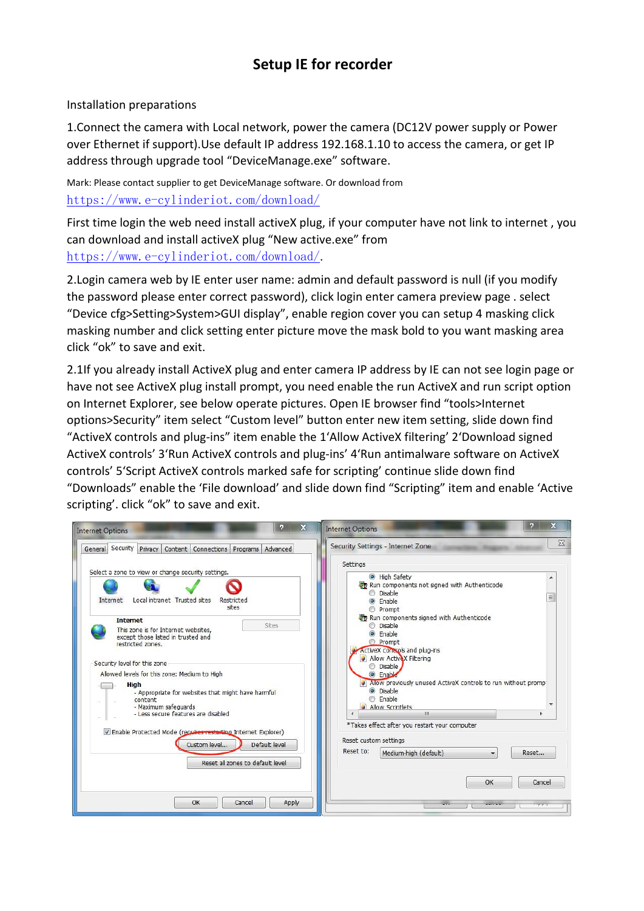# Setup IE for recorder

Installation preparations

1.Connect the camera with Local network, power the camera (DC12V power supply or Power over Ethernet if support).Use default IP address 192.168.1.10 to access the camera, or get IP address through upgrade tool "DeviceManage.exe" software.

Mark: Please contact supplier to get DeviceManage software. Or download from https://www.e-cylinderiot.com/download/

First time login the web need install activeX plug, if your computer have not link to internet , you can download and install activeX plug "New active.exe" from https://www.e-cylinderiot.com/download/.

2.Login camera web by IE enter user name: admin and default password is null (if you modify the password please enter correct password), click login enter camera preview page . select "Device cfg>Setting>System>GUI display", enable region cover you can setup 4 masking click masking number and click setting enter picture move the mask bold to you want masking area click "ok" to save and exit.

2.1If you already install ActiveX plug and enter camera IP address by IE can not see login page or have not see ActiveX plug install prompt, you need enable the run ActiveX and run script option on Internet Explorer, see below operate pictures. Open IE browser find "tools>Internet options>Security" item select "Custom level" button enter new item setting, slide down find "ActiveX controls and plug-ins" item enable the 1'Allow ActiveX filtering' 2'Download signed ActiveX controls' 3'Run ActiveX controls and plug-ins' 4'Run antimalware software on ActiveX controls' 5'Script ActiveX controls marked safe for scripting' continue slide down find "Downloads" enable the 'File download' and slide down find "Scripting" item and enable 'Active scripting'. click "ok" to save and exit.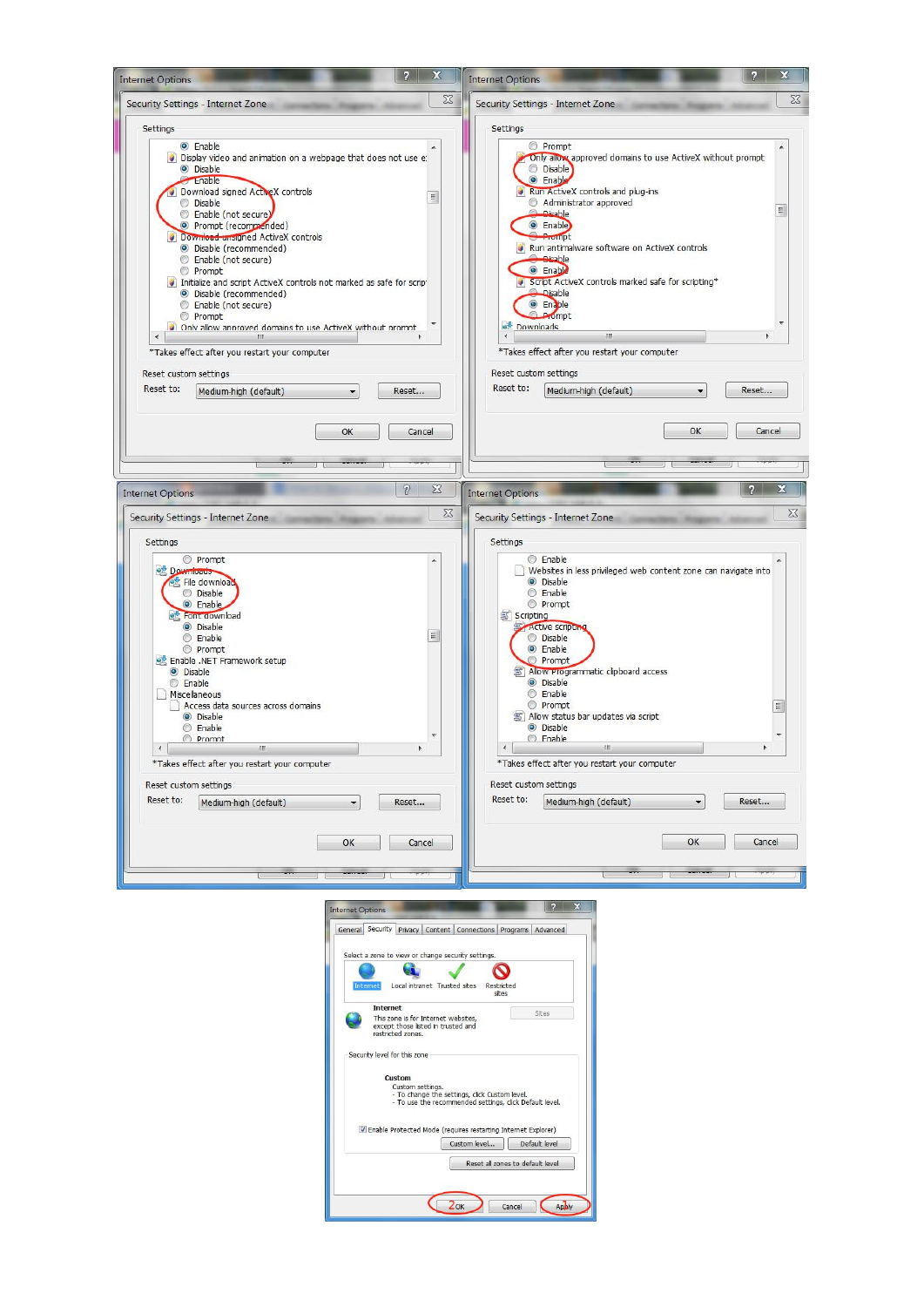Internet Options

Security Settings - Internet Zone

Settings

- Enable
- Display video and animation on a webpage that does not use e
  - Disable
  - Enable
- Download signed ActiveX controls
  - Disable
  - Enable (not secure)
  - Prompt (recommended)
- Download unsigned ActiveX controls
  - Disable (recommended)
  - Enable (not secure)
  - Prompt
- Initialize and script ActiveX controls not marked as safe for scrip
  - Disable (recommended)
  - Enable (not secure)
  - Prompt
- Only allow approved domains to use ActiveX without prompt

*Takes effect after you restart your computer

Reset custom settings

Reset to: Medium-high (default) Reset...

OK Cancel

Internet Options

Security Settings - Internet Zone

Settings

- Prompt
- Only allow approved domains to use ActiveX without prompt
  - Disable
  - Enable
- Run ActiveX controls and plug-ins
  - Administrator approved
  - Disable
  - Enable
  - Prompt
- Run antimalware software on ActiveX controls
  - Disable
  - Enable
- Script ActiveX controls marked safe for scripting*
  - Disable
  - Enable
  - Prompt
- Downloads

*Takes effect after you restart your computer

Reset custom settings

Reset to: Medium-high (default) Reset...

OK Cancel

Internet Options

Security Settings - Internet Zone

Settings

- Prompt
- Downloads
  - File download
    - Disable
    - Enable
  - Font download
    - Disable
    - Enable
    - Prompt
- Enable .NET Framework setup
  - Disable
  - Enable
- Miscellaneous
  - Access data sources across domains
    - Disable
    - Enable
    - Prompt

*Takes effect after you restart your computer

Reset custom settings

Reset to: Medium-high (default) Reset...

OK Cancel

Internet Options

Security Settings - Internet Zone

Settings

- Enable
- Websites in less privileged web content zone can navigate into
  - Disable
  - Enable
  - Prompt
- Scripting
  - Active scripting
    - Disable
    - Enable
    - Prompt
  - Allow Programmatic clipboard access
    - Disable
    - Enable
    - Prompt
  - Allow status bar updates via script
    - Disable
    - Enable

*Takes effect after you restart your computer

Reset custom settings

Reset to: Medium-high (default) Reset...

OK Cancel

Internet Options

General | Security | Privacy | Content | Connections | Programs | Advanced

Select a zone to view or change security settings.

Internet | Local intranet | Trusted sites | Restricted sites

**Internet**

This zone is for Internet websites, except those listed in trusted and restricted zones.

Sites

Security level for this zone

**Custom**

Custom settings.
- To change the settings, click Custom level.
- To use the recommended settings, click Default level.

Enable Protected Mode (requires restarting Internet Explorer)

Custom level... Default level

Reset all zones to default level

2 OK | Cancel | 1 Apply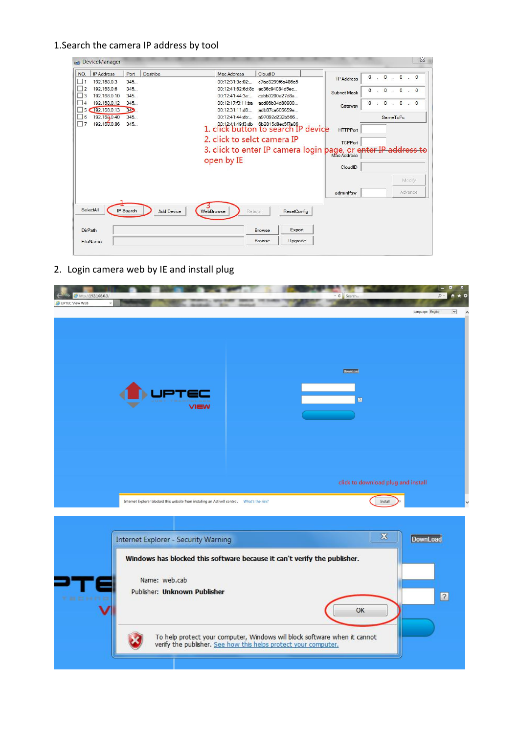1.Search the camera IP address by tool

2. Login camera web by IE and install plug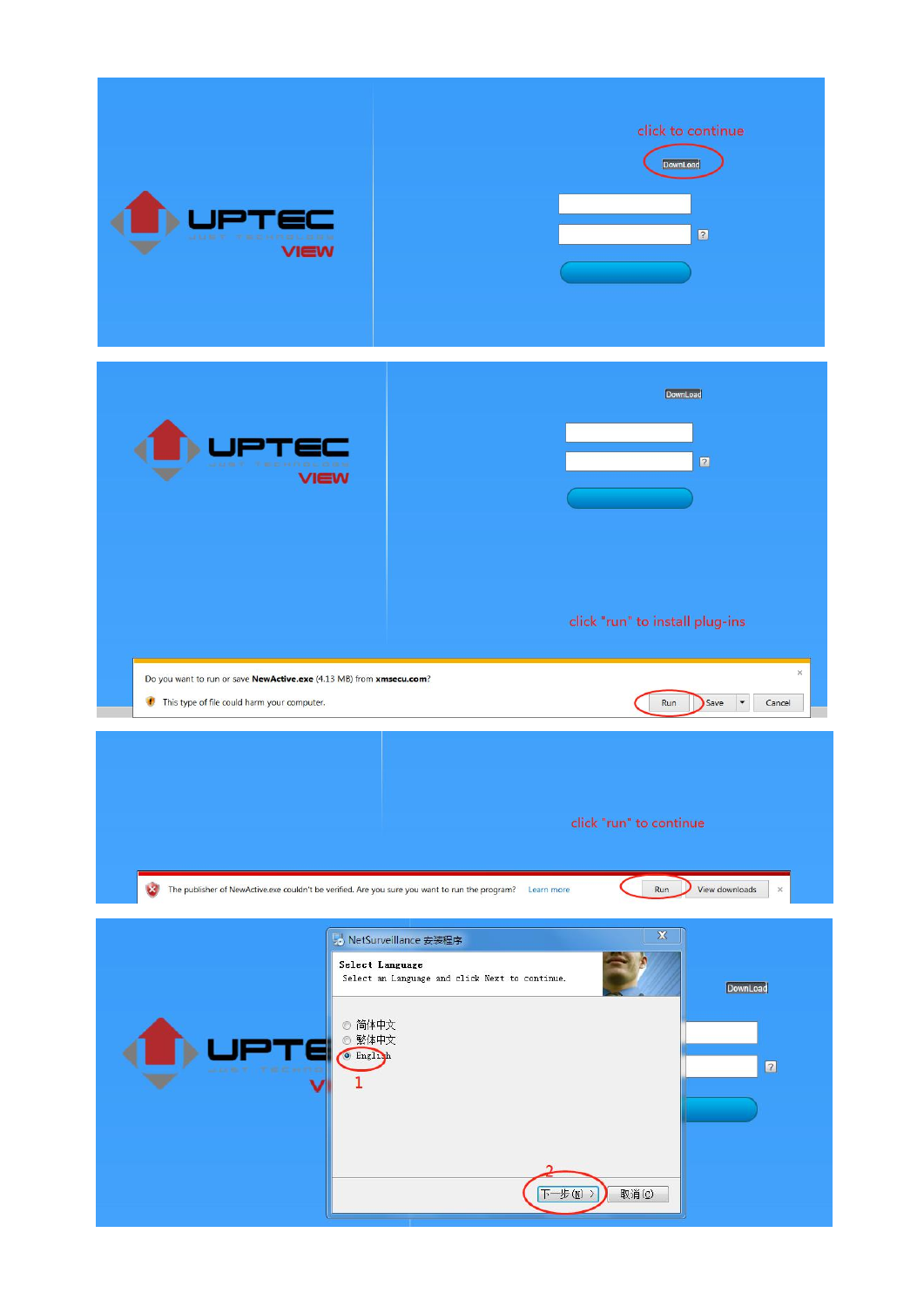click to continue

DownLoad

click "run" to install plug-ins

Do you want to run or save **NewActive.exe** (4.13 MB) from **xmsecu.com**?

This type of file could harm your computer.

Run | Save | Cancel

click "run" to continue

The publisher of NewActive.exe couldn't be verified. Are you sure you want to run the program? Learn more

Run | View downloads

NetSurveillance 安装程序

**Select Language**

Select an Language and click Next to continue.

- 简体中文
- 繁体中文
- English

1

2

下一步(N) > | 取消(C)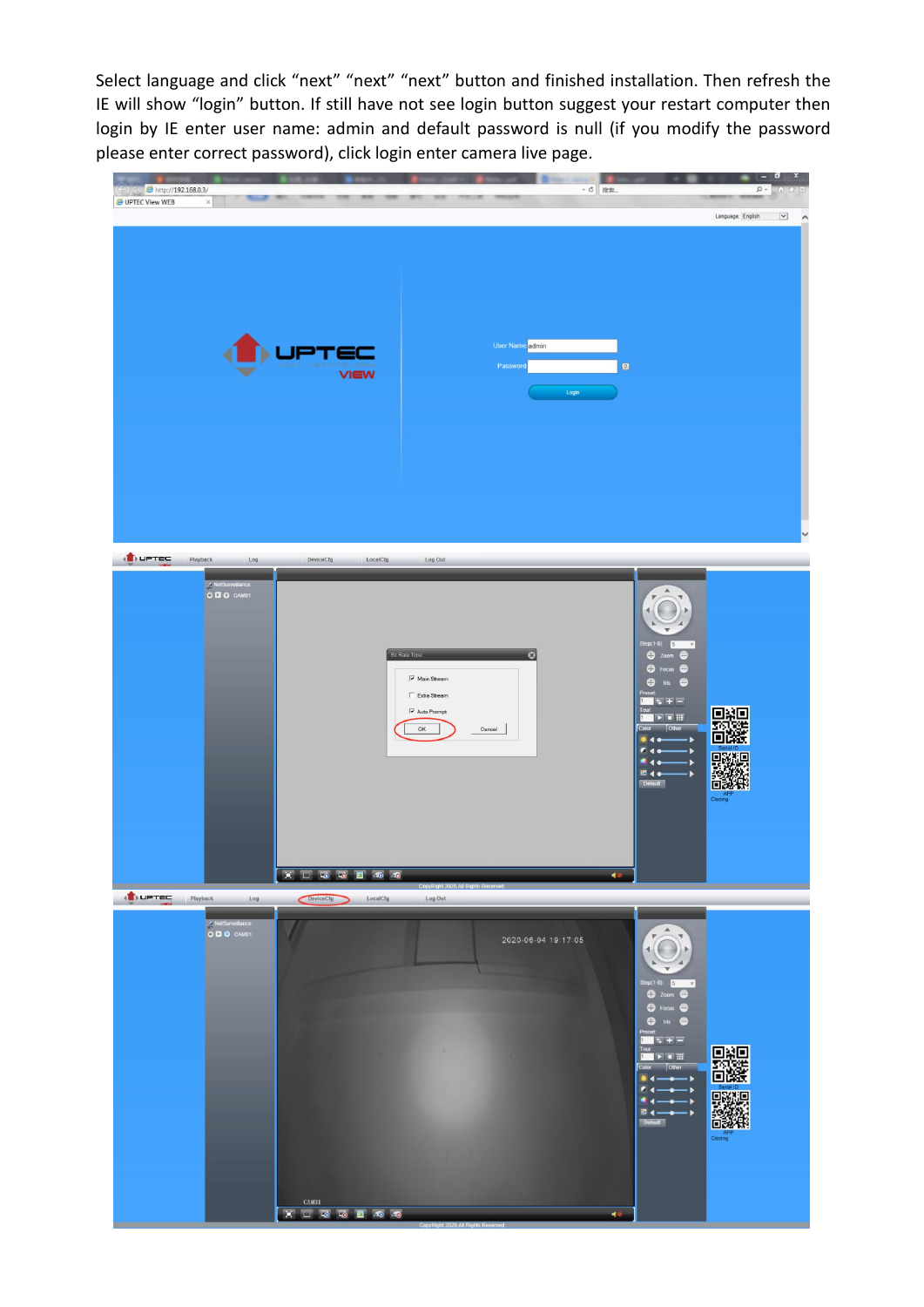Select language and click "next" "next" "next" button and finished installation. Then refresh the IE will show "login" button. If still have not see login button suggest your restart computer then login by IE enter user name: admin and default password is null (if you modify the password please enter correct password), click login enter camera live page.